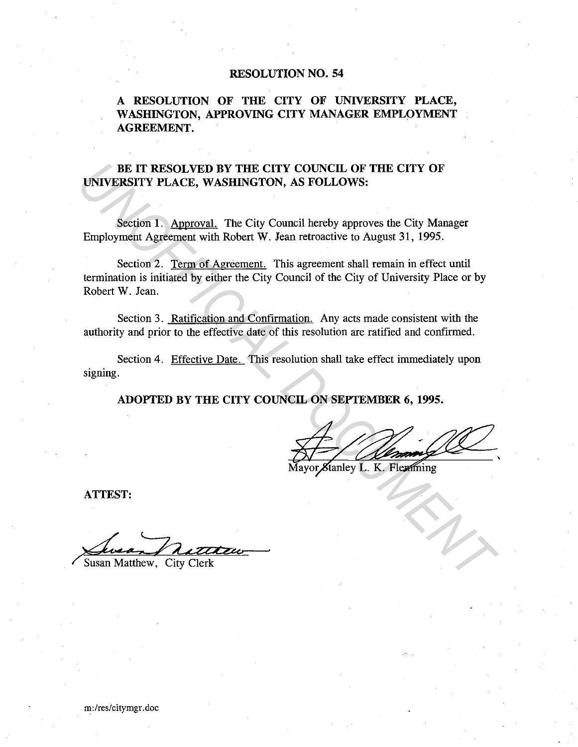# RESOLUTION NO. 54

**A RESOLUTION OF THE CITY OF UNIVERSITY PLACE, WASHINGTON, APPROVING CITY MANAGER EMPLOYMENT AGREEMENT.**

**BE IT RESOLVED BY THE CITY COUNCIL OF THE CITY OF UNIVERSITY PLACE, WASHINGTON, AS FOLLOWS:**

Section 1. Approval. The City Council hereby approves the City Manager Employment Agreement with Robert W. Jean retroactive to August 31, 1995.

Section 2. Term of Agreement. This agreement shall remain in effect until termination is initiated by either the City Council of the City of University Place or by Robert W. Jean.

Section 3. Ratification and Confirmation. Any acts made consistent with the authority and prior to the effective date of this resolution are ratified and confirmed.

Section 4. Effective Date. This resolution shall take effect immediately upon signing.

**ADOPTED BY THE CITY COUNCIL ON SEPTEMBER 6, 1995.**

Mayor Stanley L. K. Flemming

**ATTEST:**

Susan Matthew, City Clerk

m:/res/citymgr.doc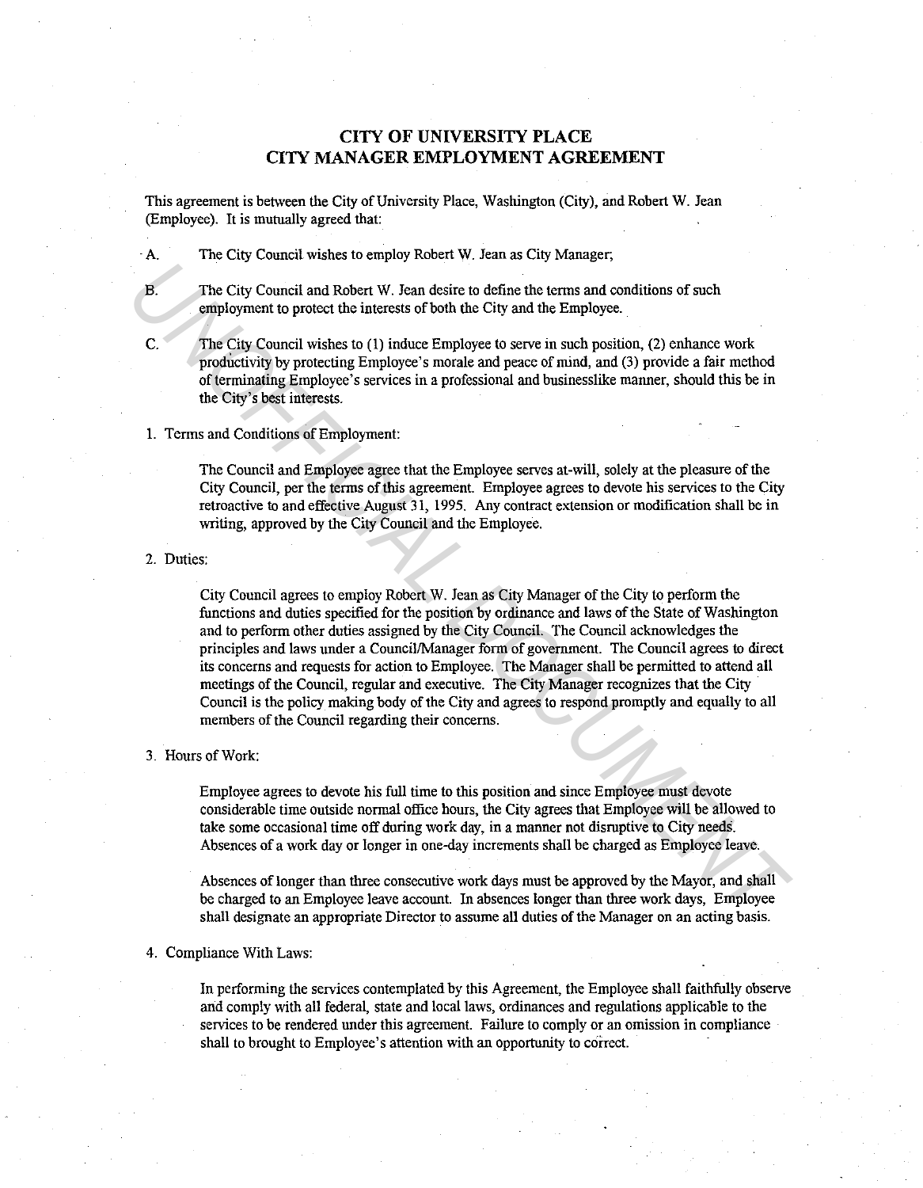# CITY OF UNIVERSITY PLACE
# CITY MANAGER EMPLOYMENT AGREEMENT

This agreement is between the City of University Place, Washington (City), and Robert W. Jean (Employee). It is mutually agreed that:

A. The City Council wishes to employ Robert W. Jean as City Manager;

B. The City Council and Robert W. Jean desire to define the terms and conditions of such employment to protect the interests of both the City and the Employee.

C. The City Council wishes to (1) induce Employee to serve in such position, (2) enhance work productivity by protecting Employee's morale and peace of mind, and (3) provide a fair method of terminating Employee's services in a professional and businesslike manner, should this be in the City's best interests.

1. Terms and Conditions of Employment:

   The Council and Employee agree that the Employee serves at-will, solely at the pleasure of the City Council, per the terms of this agreement. Employee agrees to devote his services to the City retroactive to and effective August 31, 1995. Any contract extension or modification shall be in writing, approved by the City Council and the Employee.

2. Duties:

   City Council agrees to employ Robert W. Jean as City Manager of the City to perform the functions and duties specified for the position by ordinance and laws of the State of Washington and to perform other duties assigned by the City Council. The Council acknowledges the principles and laws under a Council/Manager form of government. The Council agrees to direct its concerns and requests for action to Employee. The Manager shall be permitted to attend all meetings of the Council, regular and executive. The City Manager recognizes that the City Council is the policy making body of the City and agrees to respond promptly and equally to all members of the Council regarding their concerns.

3. Hours of Work:

   Employee agrees to devote his full time to this position and since Employee must devote considerable time outside normal office hours, the City agrees that Employee will be allowed to take some occasional time off during work day, in a manner not disruptive to City needs. Absences of a work day or longer in one-day increments shall be charged as Employee leave.

   Absences of longer than three consecutive work days must be approved by the Mayor, and shall be charged to an Employee leave account. In absences longer than three work days, Employee shall designate an appropriate Director to assume all duties of the Manager on an acting basis.

4. Compliance With Laws:

   In performing the services contemplated by this Agreement, the Employee shall faithfully observe and comply with all federal, state and local laws, ordinances and regulations applicable to the services to be rendered under this agreement. Failure to comply or an omission in compliance shall to brought to Employee's attention with an opportunity to correct.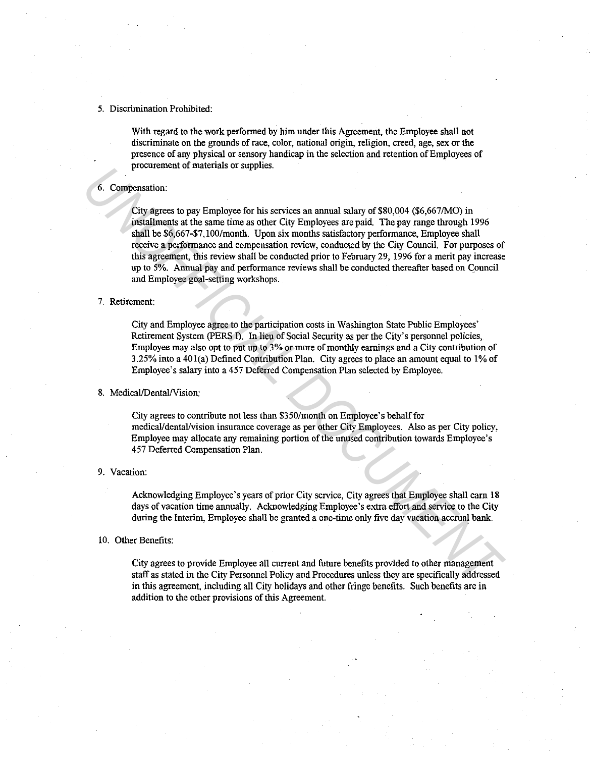5. Discrimination Prohibited:

   With regard to the work performed by him under this Agreement, the Employee shall not discriminate on the grounds of race, color, national origin, religion, creed, age, sex or the presence of any physical or sensory handicap in the selection and retention of Employees of procurement of materials or supplies.

6. Compensation:

   City agrees to pay Employee for his services an annual salary of $80,004 ($6,667/MO) in installments at the same time as other City Employees are paid. The pay range through 1996 shall be $6,667-$7,100/month. Upon six months satisfactory performance, Employee shall receive a performance and compensation review, conducted by the City Council. For purposes of this agreement, this review shall be conducted prior to February 29, 1996 for a merit pay increase up to 5%. Annual pay and performance reviews shall be conducted thereafter based on Council and Employee goal-setting workshops.

7. Retirement:

   City and Employee agree to the participation costs in Washington State Public Employees' Retirement System (PERS I). In lieu of Social Security as per the City's personnel policies, Employee may also opt to put up to 3% or more of monthly earnings and a City contribution of 3.25% into a 401(a) Defined Contribution Plan. City agrees to place an amount equal to 1% of Employee's salary into a 457 Deferred Compensation Plan selected by Employee.

8. Medical/Dental/Vision:

   City agrees to contribute not less than $350/month on Employee's behalf for medical/dental/vision insurance coverage as per other City Employees. Also as per City policy, Employee may allocate any remaining portion of the unused contribution towards Employee's 457 Deferred Compensation Plan.

9. Vacation:

   Acknowledging Employee's years of prior City service, City agrees that Employee shall earn 18 days of vacation time annually. Acknowledging Employee's extra effort and service to the City during the Interim, Employee shall be granted a one-time only five day vacation accrual bank.

10. Other Benefits:

    City agrees to provide Employee all current and future benefits provided to other management staff as stated in the City Personnel Policy and Procedures unless they are specifically addressed in this agreement, including all City holidays and other fringe benefits. Such benefits are in addition to the other provisions of this Agreement.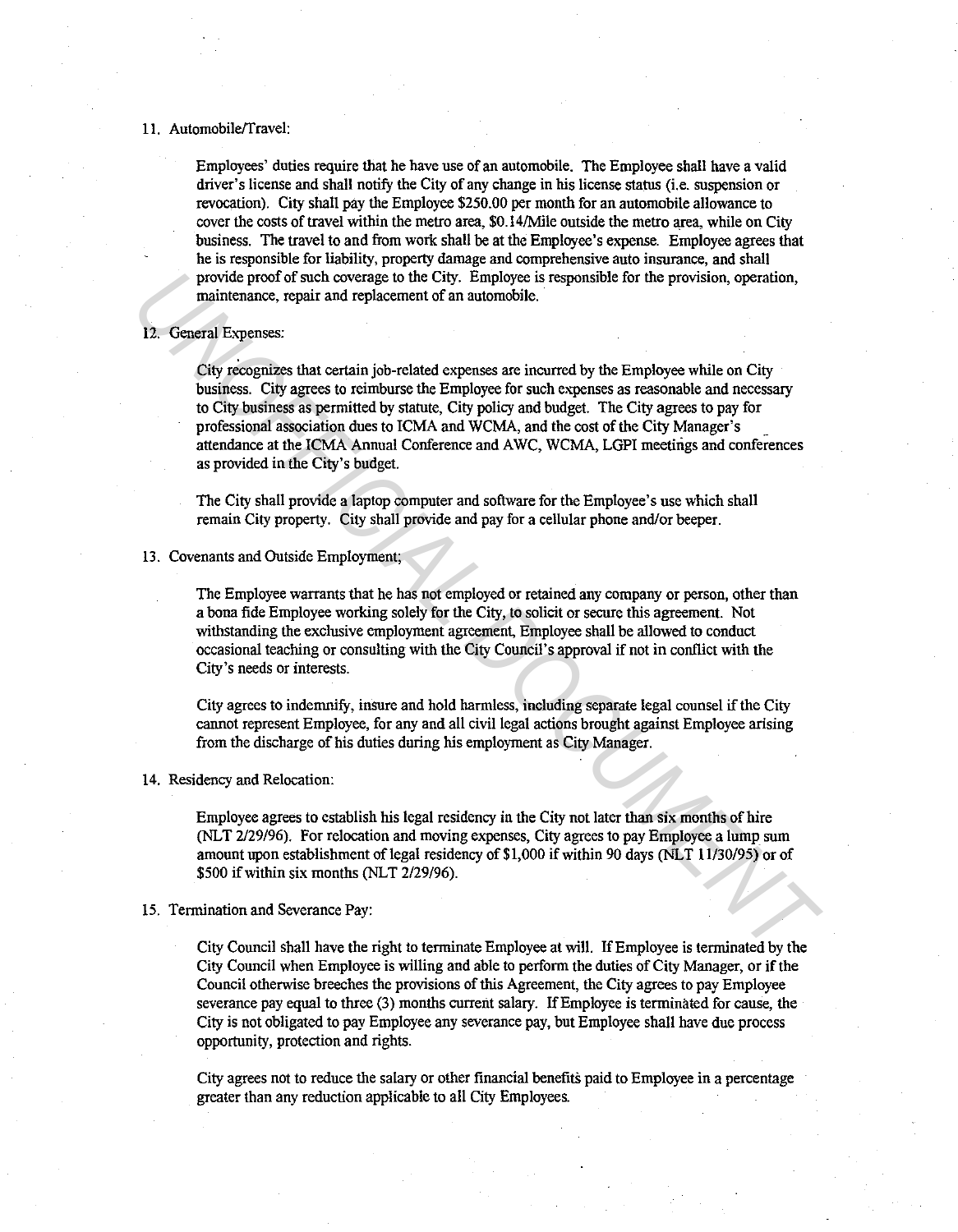11. Automobile/Travel:

    Employees' duties require that he have use of an automobile. The Employee shall have a valid driver's license and shall notify the City of any change in his license status (i.e. suspension or revocation). City shall pay the Employee $250.00 per month for an automobile allowance to cover the costs of travel within the metro area, $0.14/Mile outside the metro area, while on City business. The travel to and from work shall be at the Employee's expense. Employee agrees that he is responsible for liability, property damage and comprehensive auto insurance, and shall provide proof of such coverage to the City. Employee is responsible for the provision, operation, maintenance, repair and replacement of an automobile.

12. General Expenses:

    City recognizes that certain job-related expenses are incurred by the Employee while on City business. City agrees to reimburse the Employee for such expenses as reasonable and necessary to City business as permitted by statute, City policy and budget. The City agrees to pay for professional association dues to ICMA and WCMA, and the cost of the City Manager's attendance at the ICMA Annual Conference and AWC, WCMA, LGPI meetings and conferences as provided in the City's budget.

    The City shall provide a laptop computer and software for the Employee's use which shall remain City property. City shall provide and pay for a cellular phone and/or beeper.

13. Covenants and Outside Employment;

    The Employee warrants that he has not employed or retained any company or person, other than a bona fide Employee working solely for the City, to solicit or secure this agreement. Not withstanding the exclusive employment agreement, Employee shall be allowed to conduct occasional teaching or consulting with the City Council's approval if not in conflict with the City's needs or interests.

    City agrees to indemnify, insure and hold harmless, including separate legal counsel if the City cannot represent Employee, for any and all civil legal actions brought against Employee arising from the discharge of his duties during his employment as City Manager.

14. Residency and Relocation:

    Employee agrees to establish his legal residency in the City not later than six months of hire (NLT 2/29/96). For relocation and moving expenses, City agrees to pay Employee a lump sum amount upon establishment of legal residency of $1,000 if within 90 days (NLT 11/30/95) or of $500 if within six months (NLT 2/29/96).

15. Termination and Severance Pay:

    City Council shall have the right to terminate Employee at will. If Employee is terminated by the City Council when Employee is willing and able to perform the duties of City Manager, or if the Council otherwise breeches the provisions of this Agreement, the City agrees to pay Employee severance pay equal to three (3) months current salary. If Employee is terminated for cause, the City is not obligated to pay Employee any severance pay, but Employee shall have due process opportunity, protection and rights.

    City agrees not to reduce the salary or other financial benefits paid to Employee in a percentage greater than any reduction applicable to all City Employees.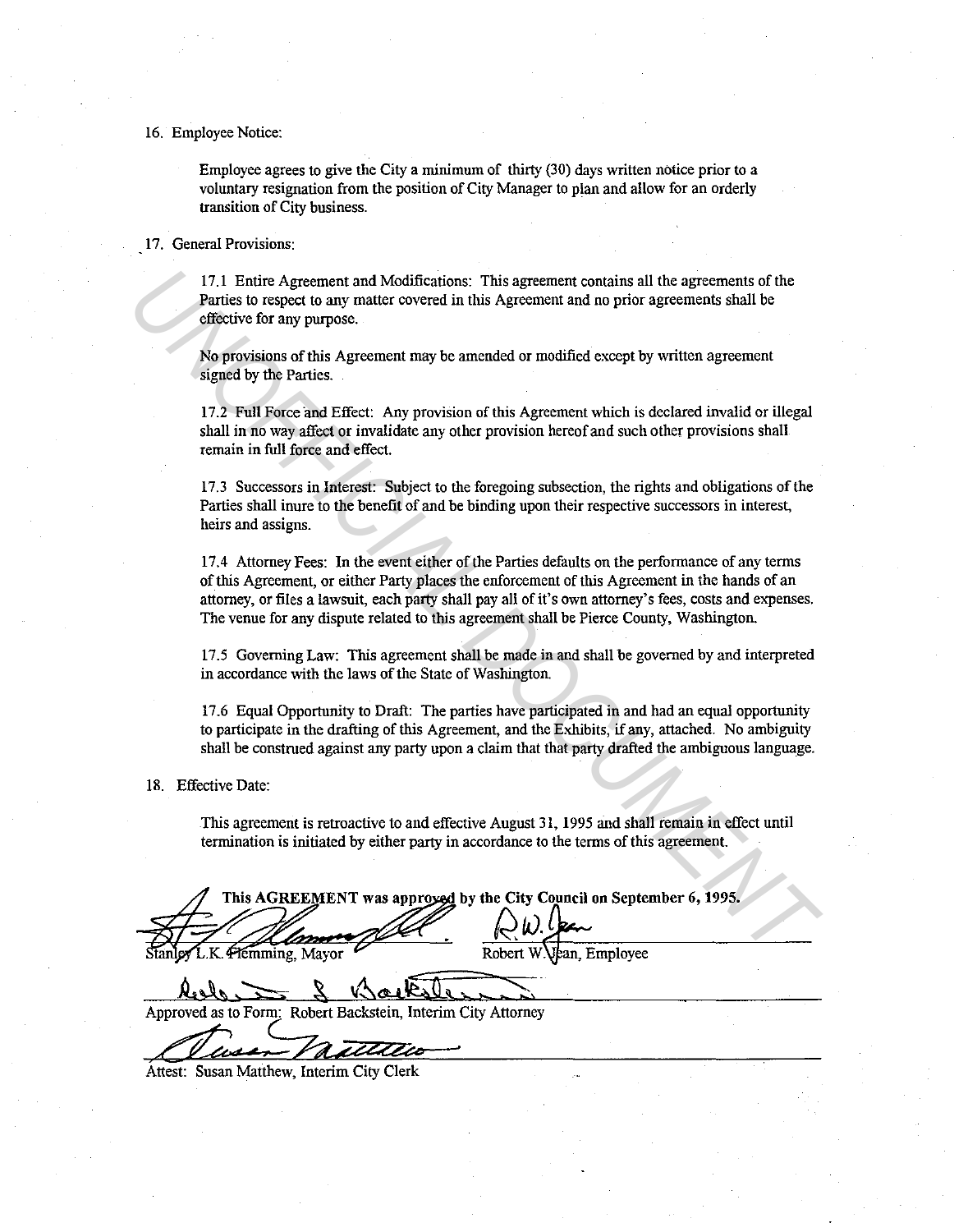16. Employee Notice:

    Employee agrees to give the City a minimum of thirty (30) days written notice prior to a voluntary resignation from the position of City Manager to plan and allow for an orderly transition of City business.

17. General Provisions:

    17.1 Entire Agreement and Modifications: This agreement contains all the agreements of the Parties to respect to any matter covered in this Agreement and no prior agreements shall be effective for any purpose.

    No provisions of this Agreement may be amended or modified except by written agreement signed by the Parties.

    17.2 Full Force and Effect: Any provision of this Agreement which is declared invalid or illegal shall in no way affect or invalidate any other provision hereof and such other provisions shall remain in full force and effect.

    17.3 Successors in Interest: Subject to the foregoing subsection, the rights and obligations of the Parties shall inure to the benefit of and be binding upon their respective successors in interest, heirs and assigns.

    17.4 Attorney Fees: In the event either of the Parties defaults on the performance of any terms of this Agreement, or either Party places the enforcement of this Agreement in the hands of an attorney, or files a lawsuit, each party shall pay all of it's own attorney's fees, costs and expenses. The venue for any dispute related to this agreement shall be Pierce County, Washington.

    17.5 Governing Law: This agreement shall be made in and shall be governed by and interpreted in accordance with the laws of the State of Washington.

    17.6 Equal Opportunity to Draft: The parties have participated in and had an equal opportunity to participate in the drafting of this Agreement, and the Exhibits, if any, attached. No ambiguity shall be construed against any party upon a claim that that party drafted the ambiguous language.

18. Effective Date:

    This agreement is retroactive to and effective August 31, 1995 and shall remain in effect until termination is initiated by either party in accordance to the terms of this agreement.

**This AGREEMENT was approved by the City Council on September 6, 1995.**

Stanley L.K. Flemming, Mayor

Robert W. Jean, Employee

Approved as to Form: Robert Backstein, Interim City Attorney

Attest: Susan Matthew, Interim City Clerk